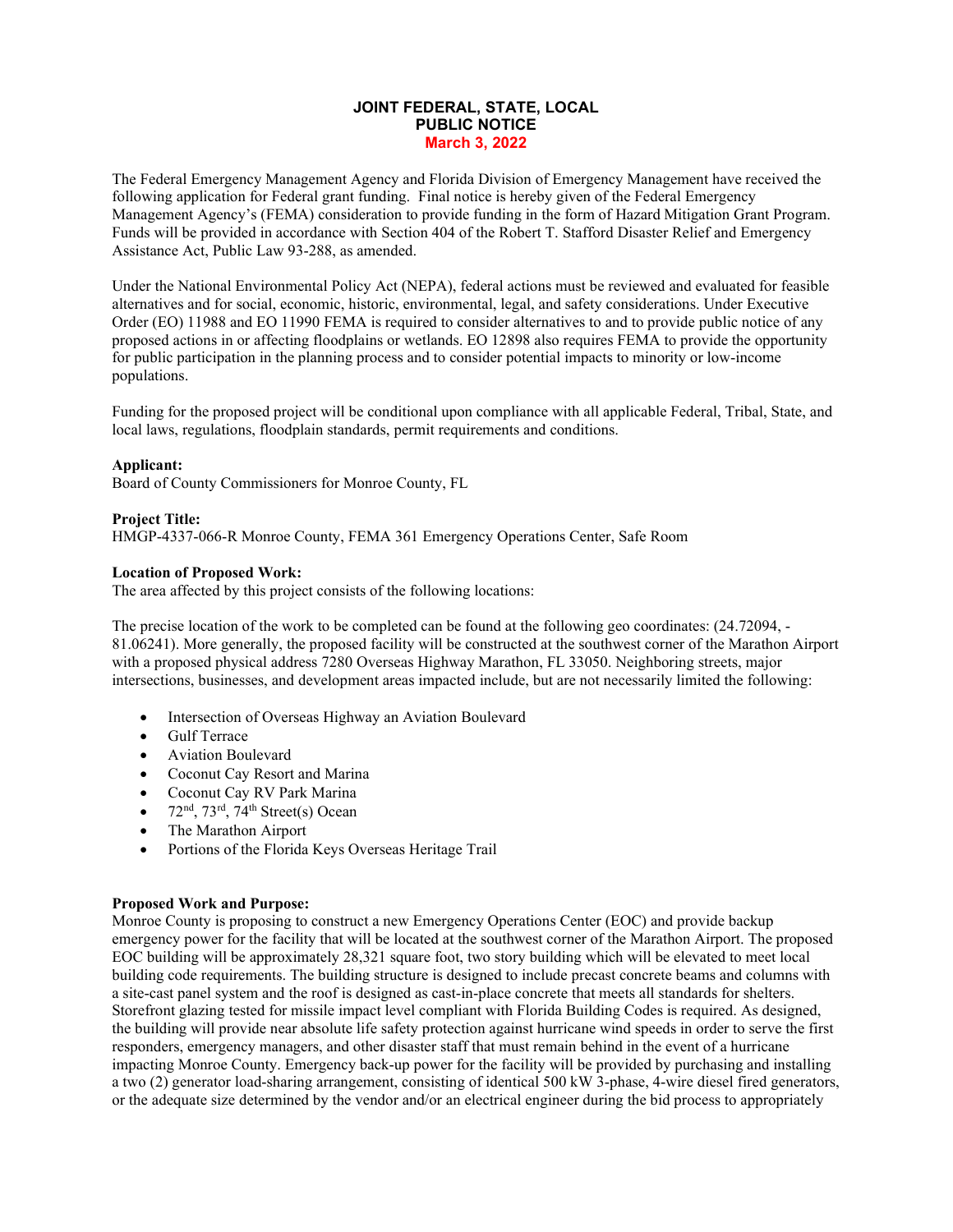**JOINT FEDERAL, STATE, LOCAL**
**PUBLIC NOTICE**
**March 3, 2022**

The Federal Emergency Management Agency and Florida Division of Emergency Management have received the following application for Federal grant funding. Final notice is hereby given of the Federal Emergency Management Agency's (FEMA) consideration to provide funding in the form of Hazard Mitigation Grant Program. Funds will be provided in accordance with Section 404 of the Robert T. Stafford Disaster Relief and Emergency Assistance Act, Public Law 93-288, as amended.

Under the National Environmental Policy Act (NEPA), federal actions must be reviewed and evaluated for feasible alternatives and for social, economic, historic, environmental, legal, and safety considerations. Under Executive Order (EO) 11988 and EO 11990 FEMA is required to consider alternatives to and to provide public notice of any proposed actions in or affecting floodplains or wetlands. EO 12898 also requires FEMA to provide the opportunity for public participation in the planning process and to consider potential impacts to minority or low-income populations.

Funding for the proposed project will be conditional upon compliance with all applicable Federal, Tribal, State, and local laws, regulations, floodplain standards, permit requirements and conditions.

**Applicant:**
Board of County Commissioners for Monroe County, FL

**Project Title:**
HMGP-4337-066-R Monroe County, FEMA 361 Emergency Operations Center, Safe Room

**Location of Proposed Work:**
The area affected by this project consists of the following locations:

The precise location of the work to be completed can be found at the following geo coordinates: (24.72094, -81.06241). More generally, the proposed facility will be constructed at the southwest corner of the Marathon Airport with a proposed physical address 7280 Overseas Highway Marathon, FL 33050. Neighboring streets, major intersections, businesses, and development areas impacted include, but are not necessarily limited the following:

- Intersection of Overseas Highway an Aviation Boulevard
- Gulf Terrace
- Aviation Boulevard
- Coconut Cay Resort and Marina
- Coconut Cay RV Park Marina
- 72nd, 73rd, 74th Street(s) Ocean
- The Marathon Airport
- Portions of the Florida Keys Overseas Heritage Trail

**Proposed Work and Purpose:**
Monroe County is proposing to construct a new Emergency Operations Center (EOC) and provide backup emergency power for the facility that will be located at the southwest corner of the Marathon Airport. The proposed EOC building will be approximately 28,321 square foot, two story building which will be elevated to meet local building code requirements. The building structure is designed to include precast concrete beams and columns with a site-cast panel system and the roof is designed as cast-in-place concrete that meets all standards for shelters. Storefront glazing tested for missile impact level compliant with Florida Building Codes is required. As designed, the building will provide near absolute life safety protection against hurricane wind speeds in order to serve the first responders, emergency managers, and other disaster staff that must remain behind in the event of a hurricane impacting Monroe County. Emergency back-up power for the facility will be provided by purchasing and installing a two (2) generator load-sharing arrangement, consisting of identical 500 kW 3-phase, 4-wire diesel fired generators, or the adequate size determined by the vendor and/or an electrical engineer during the bid process to appropriately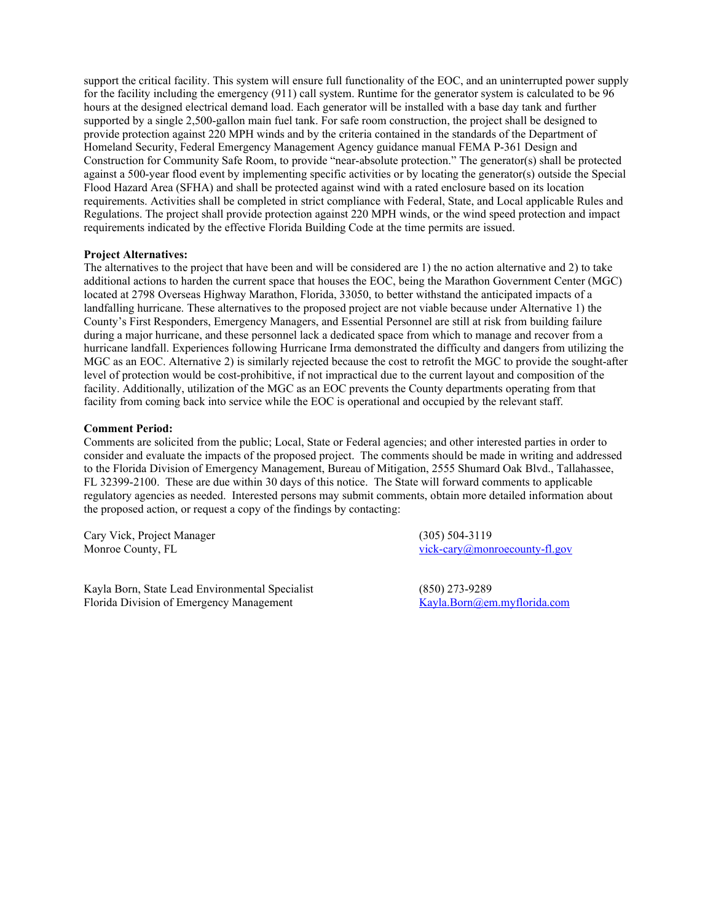support the critical facility. This system will ensure full functionality of the EOC, and an uninterrupted power supply for the facility including the emergency (911) call system. Runtime for the generator system is calculated to be 96 hours at the designed electrical demand load. Each generator will be installed with a base day tank and further supported by a single 2,500-gallon main fuel tank. For safe room construction, the project shall be designed to provide protection against 220 MPH winds and by the criteria contained in the standards of the Department of Homeland Security, Federal Emergency Management Agency guidance manual FEMA P-361 Design and Construction for Community Safe Room, to provide "near-absolute protection." The generator(s) shall be protected against a 500-year flood event by implementing specific activities or by locating the generator(s) outside the Special Flood Hazard Area (SFHA) and shall be protected against wind with a rated enclosure based on its location requirements. Activities shall be completed in strict compliance with Federal, State, and Local applicable Rules and Regulations. The project shall provide protection against 220 MPH winds, or the wind speed protection and impact requirements indicated by the effective Florida Building Code at the time permits are issued.

**Project Alternatives:**
The alternatives to the project that have been and will be considered are 1) the no action alternative and 2) to take additional actions to harden the current space that houses the EOC, being the Marathon Government Center (MGC) located at 2798 Overseas Highway Marathon, Florida, 33050, to better withstand the anticipated impacts of a landfalling hurricane. These alternatives to the proposed project are not viable because under Alternative 1) the County's First Responders, Emergency Managers, and Essential Personnel are still at risk from building failure during a major hurricane, and these personnel lack a dedicated space from which to manage and recover from a hurricane landfall. Experiences following Hurricane Irma demonstrated the difficulty and dangers from utilizing the MGC as an EOC. Alternative 2) is similarly rejected because the cost to retrofit the MGC to provide the sought-after level of protection would be cost-prohibitive, if not impractical due to the current layout and composition of the facility. Additionally, utilization of the MGC as an EOC prevents the County departments operating from that facility from coming back into service while the EOC is operational and occupied by the relevant staff.

**Comment Period:**
Comments are solicited from the public; Local, State or Federal agencies; and other interested parties in order to consider and evaluate the impacts of the proposed project. The comments should be made in writing and addressed to the Florida Division of Emergency Management, Bureau of Mitigation, 2555 Shumard Oak Blvd., Tallahassee, FL 32399-2100. These are due within 30 days of this notice. The State will forward comments to applicable regulatory agencies as needed. Interested persons may submit comments, obtain more detailed information about the proposed action, or request a copy of the findings by contacting:

Cary Vick, Project Manager
Monroe County, FL
(305) 504-3119
vick-cary@monroecounty-fl.gov

Kayla Born, State Lead Environmental Specialist
Florida Division of Emergency Management
(850) 273-9289
Kayla.Born@em.myflorida.com